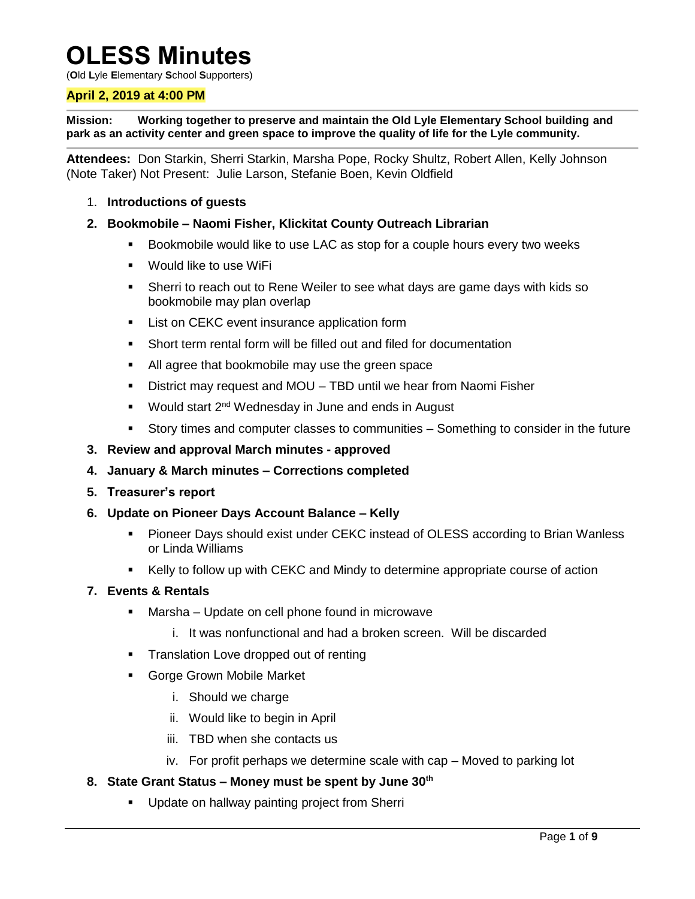# OLESS Minutes

(**O**ld **L**yle **E**lementary **S**chool **S**upporters)

**April 2, 2019 at 4:00 PM**

**Mission: Working together to preserve and maintain the Old Lyle Elementary School building and park as an activity center and green space to improve the quality of life for the Lyle community.**

**Attendees:** Don Starkin, Sherri Starkin, Marsha Pope, Rocky Shultz, Robert Allen, Kelly Johnson (Note Taker) Not Present: Julie Larson, Stefanie Boen, Kevin Oldfield

1. **Introductions of guests**
2. **Bookmobile – Naomi Fisher, Klickitat County Outreach Librarian**
   - Bookmobile would like to use LAC as stop for a couple hours every two weeks
   - Would like to use WiFi
   - Sherri to reach out to Rene Weiler to see what days are game days with kids so bookmobile may plan overlap
   - List on CEKC event insurance application form
   - Short term rental form will be filled out and filed for documentation
   - All agree that bookmobile may use the green space
   - District may request and MOU – TBD until we hear from Naomi Fisher
   - Would start 2nd Wednesday in June and ends in August
   - Story times and computer classes to communities – Something to consider in the future
3. **Review and approval March minutes - approved**
4. **January & March minutes – Corrections completed**
5. **Treasurer's report**
6. **Update on Pioneer Days Account Balance – Kelly**
   - Pioneer Days should exist under CEKC instead of OLESS according to Brian Wanless or Linda Williams
   - Kelly to follow up with CEKC and Mindy to determine appropriate course of action
7. **Events & Rentals**
   - Marsha – Update on cell phone found in microwave
     i. It was nonfunctional and had a broken screen. Will be discarded
   - Translation Love dropped out of renting
   - Gorge Grown Mobile Market
     i. Should we charge
     ii. Would like to begin in April
     iii. TBD when she contacts us
     iv. For profit perhaps we determine scale with cap – Moved to parking lot
8. **State Grant Status – Money must be spent by June 30th**
   - Update on hallway painting project from Sherri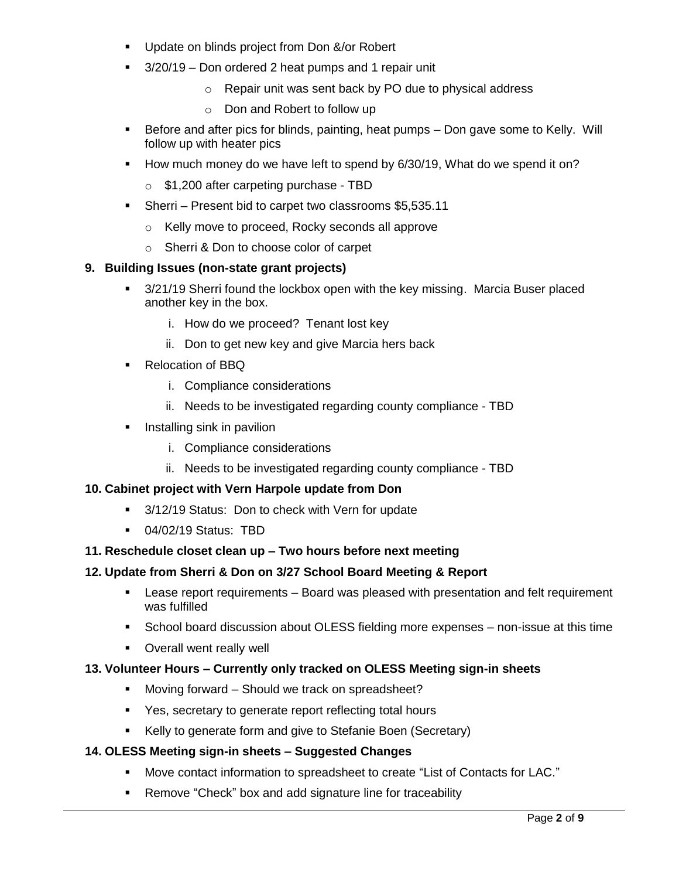- Update on blinds project from Don &/or Robert
- 3/20/19 – Don ordered 2 heat pumps and 1 repair unit
  - Repair unit was sent back by PO due to physical address
  - Don and Robert to follow up
- Before and after pics for blinds, painting, heat pumps – Don gave some to Kelly. Will follow up with heater pics
- How much money do we have left to spend by 6/30/19, What do we spend it on?
  - $1,200 after carpeting purchase - TBD
- Sherri – Present bid to carpet two classrooms $5,535.11
  - Kelly move to proceed, Rocky seconds all approve
  - Sherri & Don to choose color of carpet

**9. Building Issues (non-state grant projects)**

- 3/21/19 Sherri found the lockbox open with the key missing. Marcia Buser placed another key in the box.
  1. How do we proceed? Tenant lost key
  2. Don to get new key and give Marcia hers back
- Relocation of BBQ
  1. Compliance considerations
  2. Needs to be investigated regarding county compliance - TBD
- Installing sink in pavilion
  1. Compliance considerations
  2. Needs to be investigated regarding county compliance - TBD

**10. Cabinet project with Vern Harpole update from Don**

- 3/12/19 Status: Don to check with Vern for update
- 04/02/19 Status: TBD

**11. Reschedule closet clean up – Two hours before next meeting**

**12. Update from Sherri & Don on 3/27 School Board Meeting & Report**

- Lease report requirements – Board was pleased with presentation and felt requirement was fulfilled
- School board discussion about OLESS fielding more expenses – non-issue at this time
- Overall went really well

**13. Volunteer Hours – Currently only tracked on OLESS Meeting sign-in sheets**

- Moving forward – Should we track on spreadsheet?
- Yes, secretary to generate report reflecting total hours
- Kelly to generate form and give to Stefanie Boen (Secretary)

**14. OLESS Meeting sign-in sheets – Suggested Changes**

- Move contact information to spreadsheet to create "List of Contacts for LAC."
- Remove "Check" box and add signature line for traceability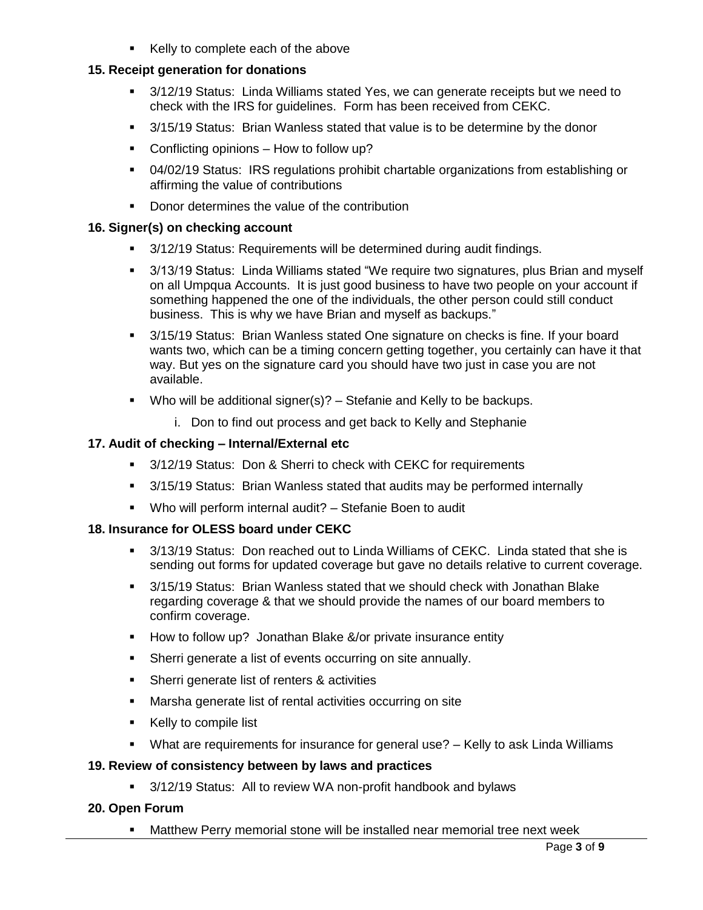- Kelly to complete each of the above

**15. Receipt generation for donations**

- 3/12/19 Status: Linda Williams stated Yes, we can generate receipts but we need to check with the IRS for guidelines. Form has been received from CEKC.
- 3/15/19 Status: Brian Wanless stated that value is to be determine by the donor
- Conflicting opinions – How to follow up?
- 04/02/19 Status: IRS regulations prohibit chartable organizations from establishing or affirming the value of contributions
- Donor determines the value of the contribution

**16. Signer(s) on checking account**

- 3/12/19 Status: Requirements will be determined during audit findings.
- 3/13/19 Status: Linda Williams stated "We require two signatures, plus Brian and myself on all Umpqua Accounts. It is just good business to have two people on your account if something happened the one of the individuals, the other person could still conduct business. This is why we have Brian and myself as backups."
- 3/15/19 Status: Brian Wanless stated One signature on checks is fine. If your board wants two, which can be a timing concern getting together, you certainly can have it that way. But yes on the signature card you should have two just in case you are not available.
- Who will be additional signer(s)? – Stefanie and Kelly to be backups.
    i. Don to find out process and get back to Kelly and Stephanie

**17. Audit of checking – Internal/External etc**

- 3/12/19 Status: Don & Sherri to check with CEKC for requirements
- 3/15/19 Status: Brian Wanless stated that audits may be performed internally
- Who will perform internal audit? – Stefanie Boen to audit

**18. Insurance for OLESS board under CEKC**

- 3/13/19 Status: Don reached out to Linda Williams of CEKC. Linda stated that she is sending out forms for updated coverage but gave no details relative to current coverage.
- 3/15/19 Status: Brian Wanless stated that we should check with Jonathan Blake regarding coverage & that we should provide the names of our board members to confirm coverage.
- How to follow up? Jonathan Blake &/or private insurance entity
- Sherri generate a list of events occurring on site annually.
- Sherri generate list of renters & activities
- Marsha generate list of rental activities occurring on site
- Kelly to compile list
- What are requirements for insurance for general use? – Kelly to ask Linda Williams

**19. Review of consistency between by laws and practices**

- 3/12/19 Status: All to review WA non-profit handbook and bylaws

**20. Open Forum**

- Matthew Perry memorial stone will be installed near memorial tree next week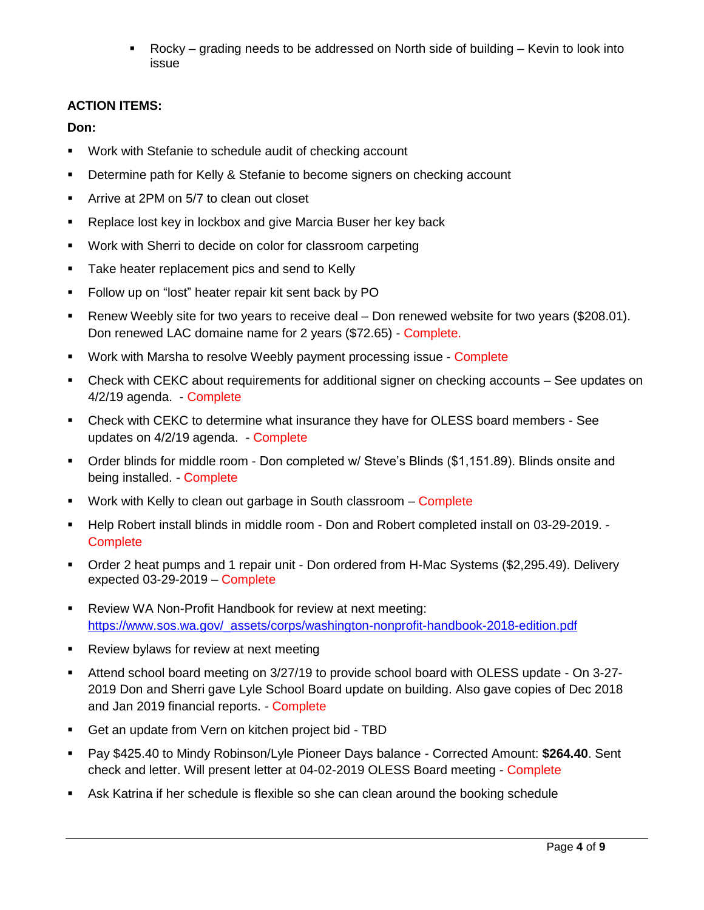- Rocky – grading needs to be addressed on North side of building – Kevin to look into issue

**ACTION ITEMS:**

**Don:**

- Work with Stefanie to schedule audit of checking account
- Determine path for Kelly & Stefanie to become signers on checking account
- Arrive at 2PM on 5/7 to clean out closet
- Replace lost key in lockbox and give Marcia Buser her key back
- Work with Sherri to decide on color for classroom carpeting
- Take heater replacement pics and send to Kelly
- Follow up on "lost" heater repair kit sent back by PO
- Renew Weebly site for two years to receive deal – Don renewed website for two years ($208.01). Don renewed LAC domaine name for 2 years ($72.65) - Complete.
- Work with Marsha to resolve Weebly payment processing issue - Complete
- Check with CEKC about requirements for additional signer on checking accounts – See updates on 4/2/19 agenda. - Complete
- Check with CEKC to determine what insurance they have for OLESS board members - See updates on 4/2/19 agenda. - Complete
- Order blinds for middle room - Don completed w/ Steve's Blinds ($1,151.89). Blinds onsite and being installed. - Complete
- Work with Kelly to clean out garbage in South classroom – Complete
- Help Robert install blinds in middle room - Don and Robert completed install on 03-29-2019. - Complete
- Order 2 heat pumps and 1 repair unit - Don ordered from H-Mac Systems ($2,295.49). Delivery expected 03-29-2019 – Complete
- Review WA Non-Profit Handbook for review at next meeting: https://www.sos.wa.gov/_assets/corps/washington-nonprofit-handbook-2018-edition.pdf
- Review bylaws for review at next meeting
- Attend school board meeting on 3/27/19 to provide school board with OLESS update - On 3-27-2019 Don and Sherri gave Lyle School Board update on building. Also gave copies of Dec 2018 and Jan 2019 financial reports. - Complete
- Get an update from Vern on kitchen project bid - TBD
- Pay $425.40 to Mindy Robinson/Lyle Pioneer Days balance - Corrected Amount: **$264.40**. Sent check and letter. Will present letter at 04-02-2019 OLESS Board meeting - Complete
- Ask Katrina if her schedule is flexible so she can clean around the booking schedule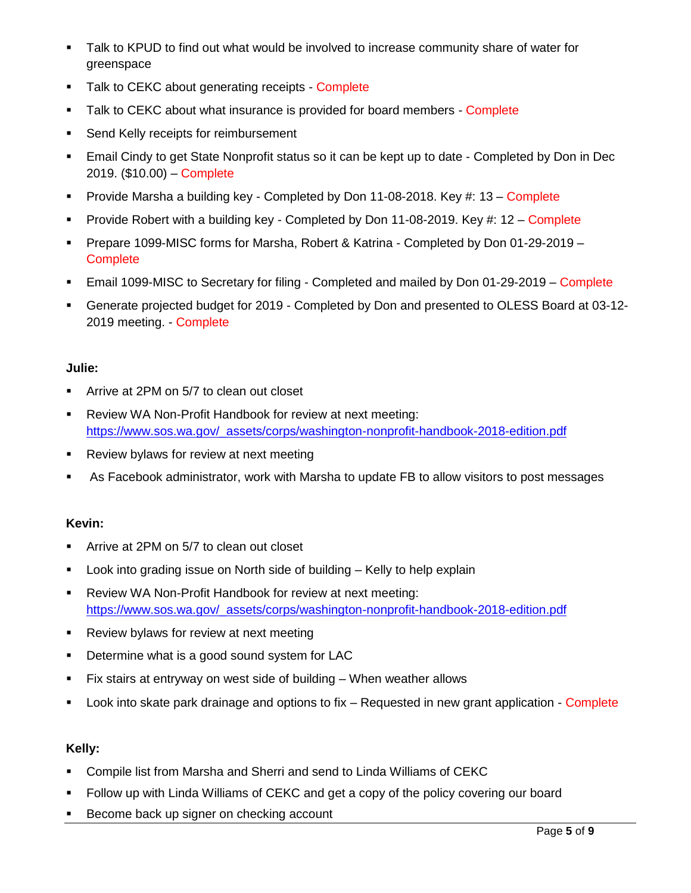- Talk to KPUD to find out what would be involved to increase community share of water for greenspace
- Talk to CEKC about generating receipts - Complete
- Talk to CEKC about what insurance is provided for board members - Complete
- Send Kelly receipts for reimbursement
- Email Cindy to get State Nonprofit status so it can be kept up to date - Completed by Don in Dec 2019. ($10.00) – Complete
- Provide Marsha a building key - Completed by Don 11-08-2018. Key #: 13 – Complete
- Provide Robert with a building key - Completed by Don 11-08-2019. Key #: 12 – Complete
- Prepare 1099-MISC forms for Marsha, Robert & Katrina - Completed by Don 01-29-2019 – Complete
- Email 1099-MISC to Secretary for filing - Completed and mailed by Don 01-29-2019 – Complete
- Generate projected budget for 2019 - Completed by Don and presented to OLESS Board at 03-12-2019 meeting. - Complete

**Julie:**

- Arrive at 2PM on 5/7 to clean out closet
- Review WA Non-Profit Handbook for review at next meeting: https://www.sos.wa.gov/_assets/corps/washington-nonprofit-handbook-2018-edition.pdf
- Review bylaws for review at next meeting
- As Facebook administrator, work with Marsha to update FB to allow visitors to post messages

**Kevin:**

- Arrive at 2PM on 5/7 to clean out closet
- Look into grading issue on North side of building – Kelly to help explain
- Review WA Non-Profit Handbook for review at next meeting: https://www.sos.wa.gov/_assets/corps/washington-nonprofit-handbook-2018-edition.pdf
- Review bylaws for review at next meeting
- Determine what is a good sound system for LAC
- Fix stairs at entryway on west side of building – When weather allows
- Look into skate park drainage and options to fix – Requested in new grant application - Complete

**Kelly:**

- Compile list from Marsha and Sherri and send to Linda Williams of CEKC
- Follow up with Linda Williams of CEKC and get a copy of the policy covering our board
- Become back up signer on checking account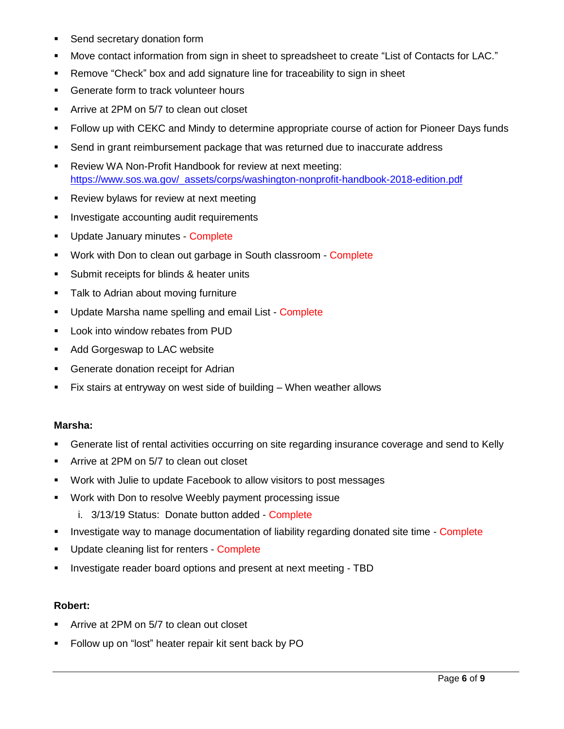- Send secretary donation form
- Move contact information from sign in sheet to spreadsheet to create "List of Contacts for LAC."
- Remove "Check" box and add signature line for traceability to sign in sheet
- Generate form to track volunteer hours
- Arrive at 2PM on 5/7 to clean out closet
- Follow up with CEKC and Mindy to determine appropriate course of action for Pioneer Days funds
- Send in grant reimbursement package that was returned due to inaccurate address
- Review WA Non-Profit Handbook for review at next meeting: https://www.sos.wa.gov/_assets/corps/washington-nonprofit-handbook-2018-edition.pdf
- Review bylaws for review at next meeting
- Investigate accounting audit requirements
- Update January minutes - Complete
- Work with Don to clean out garbage in South classroom - Complete
- Submit receipts for blinds & heater units
- Talk to Adrian about moving furniture
- Update Marsha name spelling and email List - Complete
- Look into window rebates from PUD
- Add Gorgeswap to LAC website
- Generate donation receipt for Adrian
- Fix stairs at entryway on west side of building – When weather allows

**Marsha:**

- Generate list of rental activities occurring on site regarding insurance coverage and send to Kelly
- Arrive at 2PM on 5/7 to clean out closet
- Work with Julie to update Facebook to allow visitors to post messages
- Work with Don to resolve Weebly payment processing issue
    i. 3/13/19 Status: Donate button added - Complete
- Investigate way to manage documentation of liability regarding donated site time - Complete
- Update cleaning list for renters - Complete
- Investigate reader board options and present at next meeting - TBD

**Robert:**

- Arrive at 2PM on 5/7 to clean out closet
- Follow up on "lost" heater repair kit sent back by PO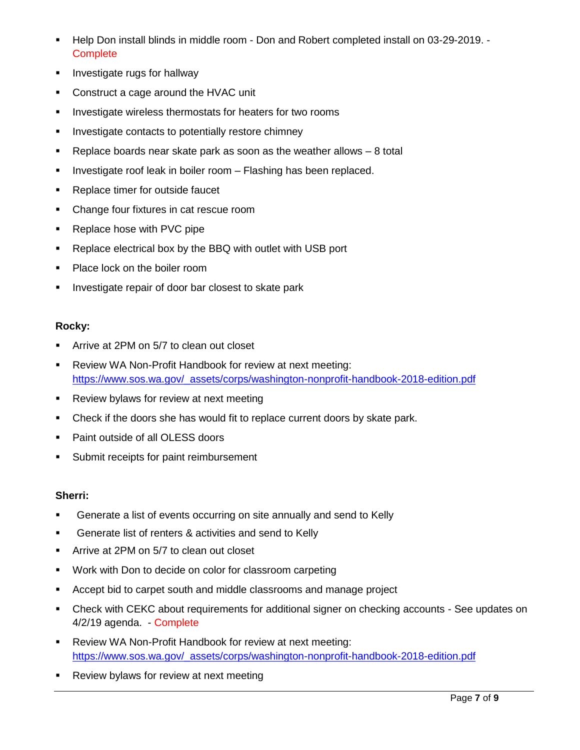- Help Don install blinds in middle room - Don and Robert completed install on 03-29-2019. - Complete
- Investigate rugs for hallway
- Construct a cage around the HVAC unit
- Investigate wireless thermostats for heaters for two rooms
- Investigate contacts to potentially restore chimney
- Replace boards near skate park as soon as the weather allows – 8 total
- Investigate roof leak in boiler room – Flashing has been replaced.
- Replace timer for outside faucet
- Change four fixtures in cat rescue room
- Replace hose with PVC pipe
- Replace electrical box by the BBQ with outlet with USB port
- Place lock on the boiler room
- Investigate repair of door bar closest to skate park

**Rocky:**

- Arrive at 2PM on 5/7 to clean out closet
- Review WA Non-Profit Handbook for review at next meeting: https://www.sos.wa.gov/_assets/corps/washington-nonprofit-handbook-2018-edition.pdf
- Review bylaws for review at next meeting
- Check if the doors she has would fit to replace current doors by skate park.
- Paint outside of all OLESS doors
- Submit receipts for paint reimbursement

**Sherri:**

- Generate a list of events occurring on site annually and send to Kelly
- Generate list of renters & activities and send to Kelly
- Arrive at 2PM on 5/7 to clean out closet
- Work with Don to decide on color for classroom carpeting
- Accept bid to carpet south and middle classrooms and manage project
- Check with CEKC about requirements for additional signer on checking accounts - See updates on 4/2/19 agenda. - Complete
- Review WA Non-Profit Handbook for review at next meeting: https://www.sos.wa.gov/_assets/corps/washington-nonprofit-handbook-2018-edition.pdf
- Review bylaws for review at next meeting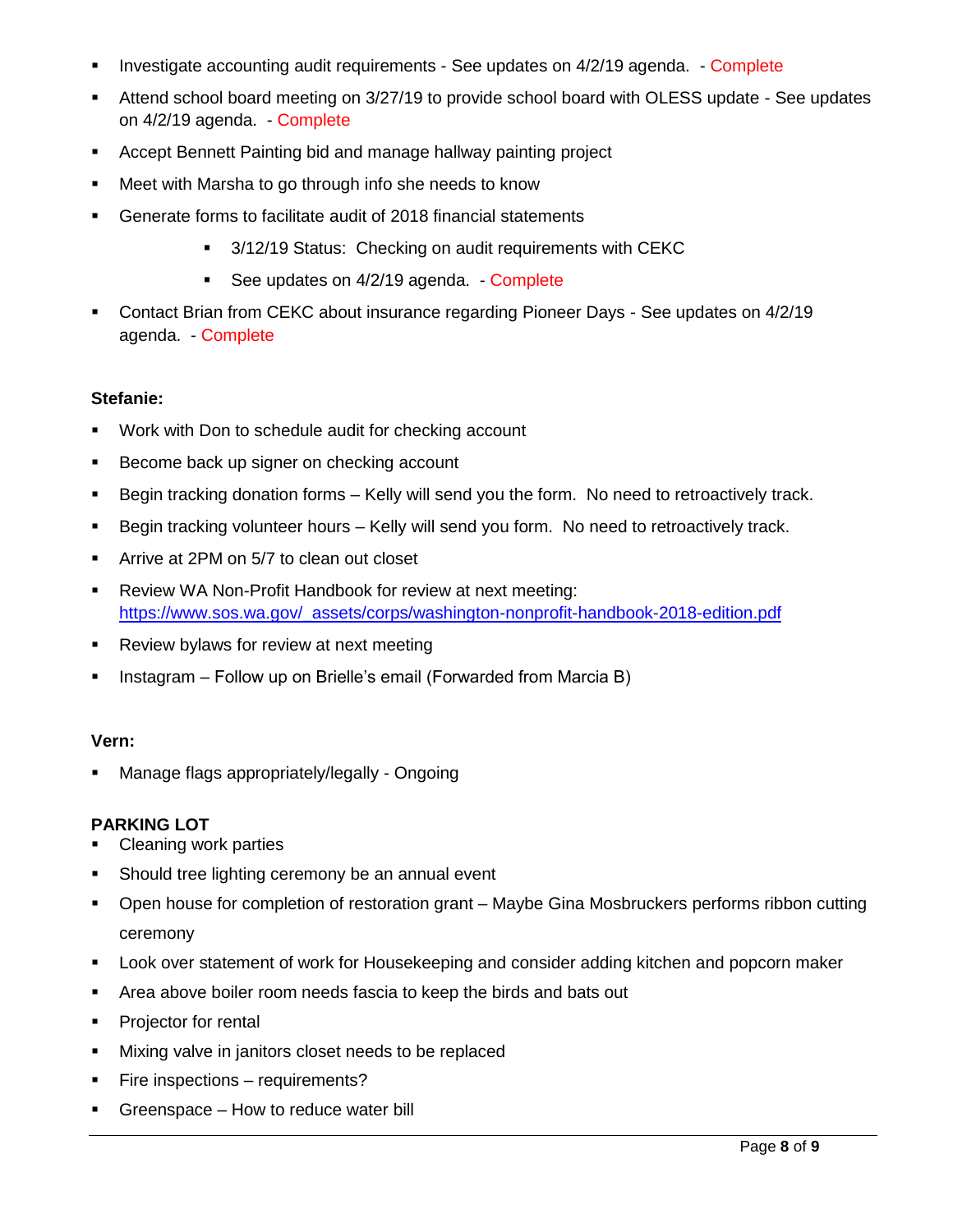- Investigate accounting audit requirements - See updates on 4/2/19 agenda.  - Complete
- Attend school board meeting on 3/27/19 to provide school board with OLESS update - See updates on 4/2/19 agenda.  - Complete
- Accept Bennett Painting bid and manage hallway painting project
- Meet with Marsha to go through info she needs to know
- Generate forms to facilitate audit of 2018 financial statements
    - 3/12/19 Status:  Checking on audit requirements with CEKC
    - See updates on 4/2/19 agenda.  - Complete
- Contact Brian from CEKC about insurance regarding Pioneer Days - See updates on 4/2/19 agenda.  - Complete

**Stefanie:**

- Work with Don to schedule audit for checking account
- Become back up signer on checking account
- Begin tracking donation forms – Kelly will send you the form.  No need to retroactively track.
- Begin tracking volunteer hours – Kelly will send you form.  No need to retroactively track.
- Arrive at 2PM on 5/7 to clean out closet
- Review WA Non-Profit Handbook for review at next meeting: [https://www.sos.wa.gov/_assets/corps/washington-nonprofit-handbook-2018-edition.pdf](https://www.sos.wa.gov/_assets/corps/washington-nonprofit-handbook-2018-edition.pdf)
- Review bylaws for review at next meeting
- Instagram – Follow up on Brielle's email (Forwarded from Marcia B)

**Vern:**

- Manage flags appropriately/legally - Ongoing

**PARKING LOT**

- Cleaning work parties
- Should tree lighting ceremony be an annual event
- Open house for completion of restoration grant – Maybe Gina Mosbruckers performs ribbon cutting ceremony
- Look over statement of work for Housekeeping and consider adding kitchen and popcorn maker
- Area above boiler room needs fascia to keep the birds and bats out
- Projector for rental
- Mixing valve in janitors closet needs to be replaced
- Fire inspections – requirements?
- Greenspace – How to reduce water bill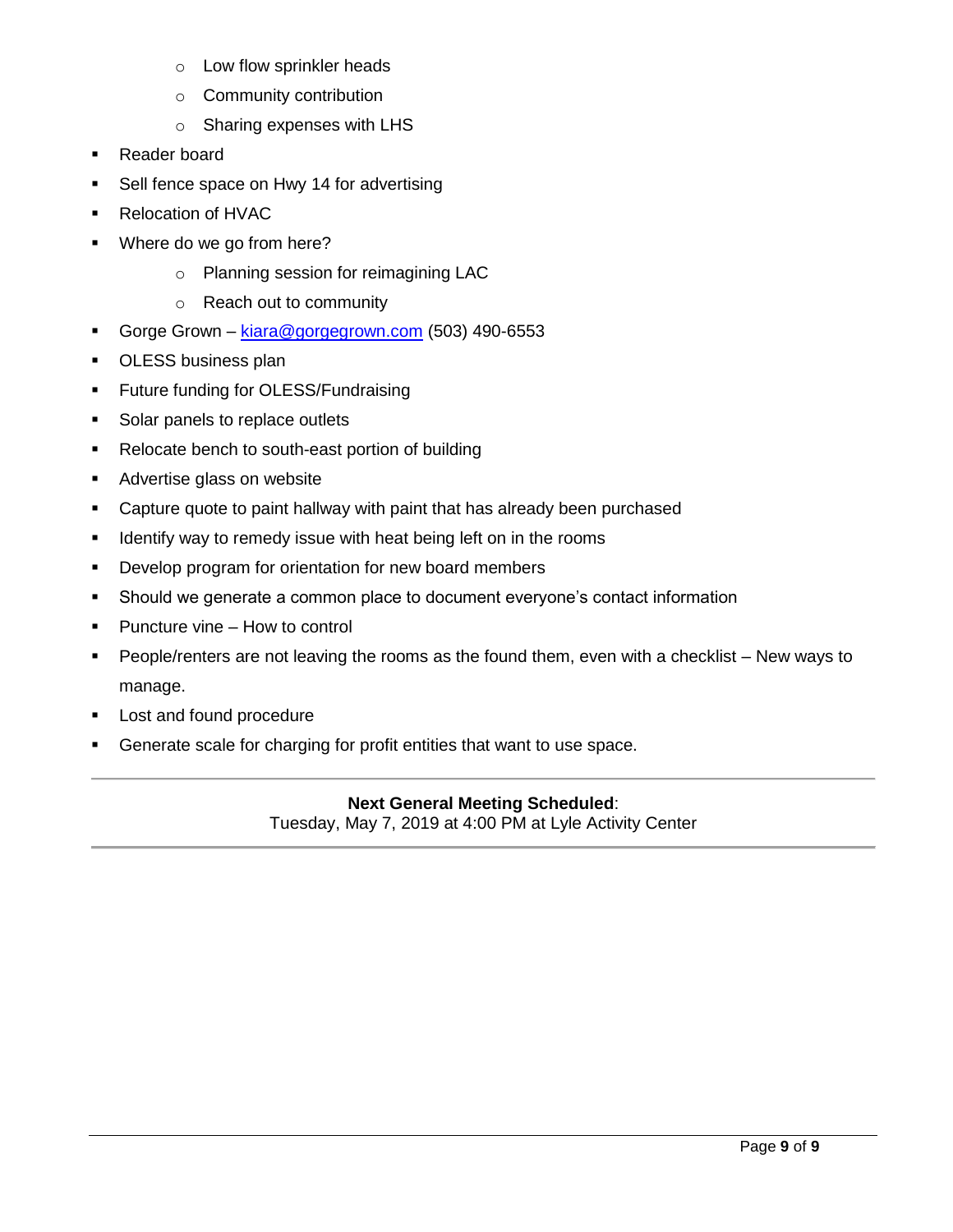- Low flow sprinkler heads
    - Community contribution
    - Sharing expenses with LHS
- Reader board
- Sell fence space on Hwy 14 for advertising
- Relocation of HVAC
- Where do we go from here?
    - Planning session for reimagining LAC
    - Reach out to community
- Gorge Grown – kiara@gorgegrown.com (503) 490-6553
- OLESS business plan
- Future funding for OLESS/Fundraising
- Solar panels to replace outlets
- Relocate bench to south-east portion of building
- Advertise glass on website
- Capture quote to paint hallway with paint that has already been purchased
- Identify way to remedy issue with heat being left on in the rooms
- Develop program for orientation for new board members
- Should we generate a common place to document everyone's contact information
- Puncture vine – How to control
- People/renters are not leaving the rooms as the found them, even with a checklist – New ways to manage.
- Lost and found procedure
- Generate scale for charging for profit entities that want to use space.

---

**Next General Meeting Scheduled**:
Tuesday, May 7, 2019 at 4:00 PM at Lyle Activity Center

---